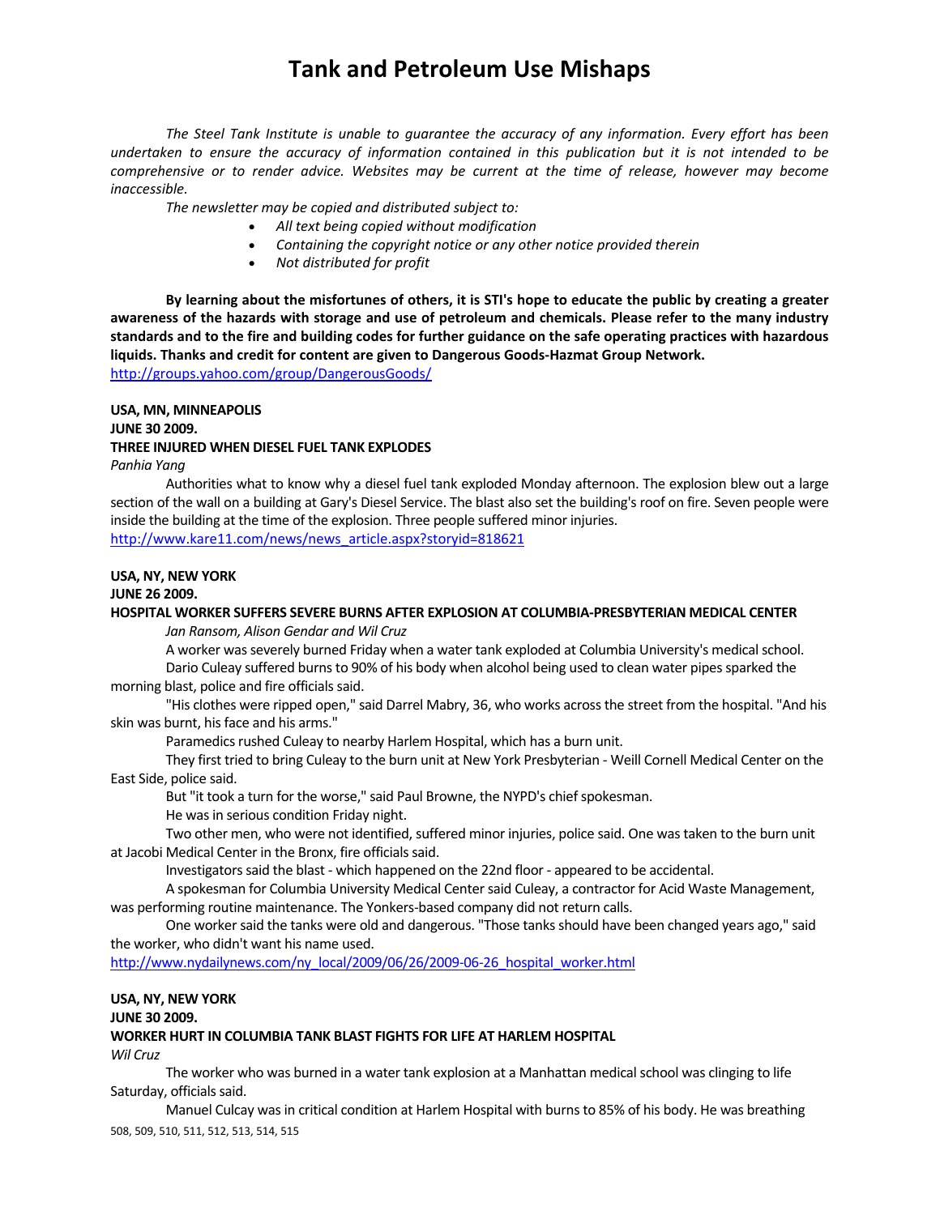# Tank and Petroleum Use Mishaps

*The Steel Tank Institute is unable to guarantee the accuracy of any information. Every effort has been undertaken to ensure the accuracy of information contained in this publication but it is not intended to be comprehensive or to render advice. Websites may be current at the time of release, however may become inaccessible.*

*The newsletter may be copied and distributed subject to:*

- *All text being copied without modification*
- *Containing the copyright notice or any other notice provided therein*
- *Not distributed for profit*

**By learning about the misfortunes of others, it is STI's hope to educate the public by creating a greater awareness of the hazards with storage and use of petroleum and chemicals. Please refer to the many industry standards and to the fire and building codes for further guidance on the safe operating practices with hazardous liquids. Thanks and credit for content are given to Dangerous Goods-Hazmat Group Network.**
http://groups.yahoo.com/group/DangerousGoods/

**USA, MN, MINNEAPOLIS**
**JUNE 30 2009.**
**THREE INJURED WHEN DIESEL FUEL TANK EXPLODES**
*Panhia Yang*

Authorities what to know why a diesel fuel tank exploded Monday afternoon. The explosion blew out a large section of the wall on a building at Gary's Diesel Service. The blast also set the building's roof on fire. Seven people were inside the building at the time of the explosion. Three people suffered minor injuries.
http://www.kare11.com/news/news_article.aspx?storyid=818621

**USA, NY, NEW YORK**
**JUNE 26 2009.**
**HOSPITAL WORKER SUFFERS SEVERE BURNS AFTER EXPLOSION AT COLUMBIA-PRESBYTERIAN MEDICAL CENTER**
*Jan Ransom, Alison Gendar and Wil Cruz*

A worker was severely burned Friday when a water tank exploded at Columbia University's medical school.

Dario Culeay suffered burns to 90% of his body when alcohol being used to clean water pipes sparked the morning blast, police and fire officials said.

"His clothes were ripped open," said Darrel Mabry, 36, who works across the street from the hospital. "And his skin was burnt, his face and his arms."

Paramedics rushed Culeay to nearby Harlem Hospital, which has a burn unit.

They first tried to bring Culeay to the burn unit at New York Presbyterian - Weill Cornell Medical Center on the East Side, police said.

But "it took a turn for the worse," said Paul Browne, the NYPD's chief spokesman.

He was in serious condition Friday night.

Two other men, who were not identified, suffered minor injuries, police said. One was taken to the burn unit at Jacobi Medical Center in the Bronx, fire officials said.

Investigators said the blast - which happened on the 22nd floor - appeared to be accidental.

A spokesman for Columbia University Medical Center said Culeay, a contractor for Acid Waste Management, was performing routine maintenance. The Yonkers-based company did not return calls.

One worker said the tanks were old and dangerous. "Those tanks should have been changed years ago," said the worker, who didn't want his name used.
http://www.nydailynews.com/ny_local/2009/06/26/2009-06-26_hospital_worker.html

**USA, NY, NEW YORK**
**JUNE 30 2009.**
**WORKER HURT IN COLUMBIA TANK BLAST FIGHTS FOR LIFE AT HARLEM HOSPITAL**
*Wil Cruz*

The worker who was burned in a water tank explosion at a Manhattan medical school was clinging to life Saturday, officials said.

Manuel Culcay was in critical condition at Harlem Hospital with burns to 85% of his body. He was breathing

508, 509, 510, 511, 512, 513, 514, 515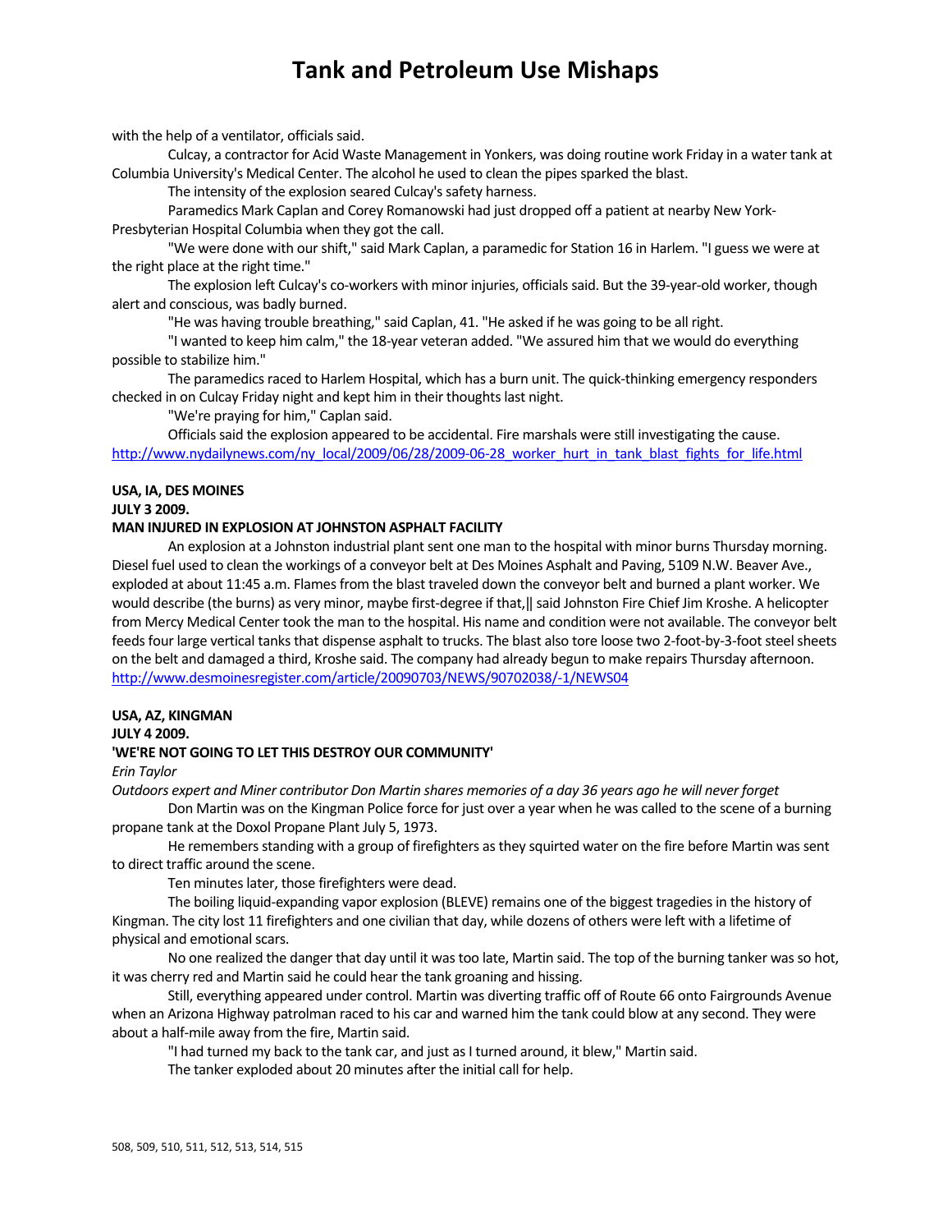with the help of a ventilator, officials said.

Culcay, a contractor for Acid Waste Management in Yonkers, was doing routine work Friday in a water tank at Columbia University's Medical Center. The alcohol he used to clean the pipes sparked the blast.

The intensity of the explosion seared Culcay's safety harness.

Paramedics Mark Caplan and Corey Romanowski had just dropped off a patient at nearby New York-Presbyterian Hospital Columbia when they got the call.

"We were done with our shift," said Mark Caplan, a paramedic for Station 16 in Harlem. "I guess we were at the right place at the right time."

The explosion left Culcay's co-workers with minor injuries, officials said. But the 39-year-old worker, though alert and conscious, was badly burned.

"He was having trouble breathing," said Caplan, 41. "He asked if he was going to be all right.

"I wanted to keep him calm," the 18-year veteran added. "We assured him that we would do everything possible to stabilize him."

The paramedics raced to Harlem Hospital, which has a burn unit. The quick-thinking emergency responders checked in on Culcay Friday night and kept him in their thoughts last night.

"We're praying for him," Caplan said.

Officials said the explosion appeared to be accidental. Fire marshals were still investigating the cause.

http://www.nydailynews.com/ny_local/2009/06/28/2009-06-28_worker_hurt_in_tank_blast_fights_for_life.html

**USA, IA, DES MOINES**

**JULY 3 2009.**

**MAN INJURED IN EXPLOSION AT JOHNSTON ASPHALT FACILITY**

An explosion at a Johnston industrial plant sent one man to the hospital with minor burns Thursday morning. Diesel fuel used to clean the workings of a conveyor belt at Des Moines Asphalt and Paving, 5109 N.W. Beaver Ave., exploded at about 11:45 a.m. Flames from the blast traveled down the conveyor belt and burned a plant worker. We would describe (the burns) as very minor, maybe first-degree if that,‖ said Johnston Fire Chief Jim Kroshe. A helicopter from Mercy Medical Center took the man to the hospital. His name and condition were not available. The conveyor belt feeds four large vertical tanks that dispense asphalt to trucks. The blast also tore loose two 2-foot-by-3-foot steel sheets on the belt and damaged a third, Kroshe said. The company had already begun to make repairs Thursday afternoon.

http://www.desmoinesregister.com/article/20090703/NEWS/90702038/-1/NEWS04

**USA, AZ, KINGMAN**

**JULY 4 2009.**

**'WE'RE NOT GOING TO LET THIS DESTROY OUR COMMUNITY'**

*Erin Taylor*

*Outdoors expert and Miner contributor Don Martin shares memories of a day 36 years ago he will never forget*

Don Martin was on the Kingman Police force for just over a year when he was called to the scene of a burning propane tank at the Doxol Propane Plant July 5, 1973.

He remembers standing with a group of firefighters as they squirted water on the fire before Martin was sent to direct traffic around the scene.

Ten minutes later, those firefighters were dead.

The boiling liquid-expanding vapor explosion (BLEVE) remains one of the biggest tragedies in the history of Kingman. The city lost 11 firefighters and one civilian that day, while dozens of others were left with a lifetime of physical and emotional scars.

No one realized the danger that day until it was too late, Martin said. The top of the burning tanker was so hot, it was cherry red and Martin said he could hear the tank groaning and hissing.

Still, everything appeared under control. Martin was diverting traffic off of Route 66 onto Fairgrounds Avenue when an Arizona Highway patrolman raced to his car and warned him the tank could blow at any second. They were about a half-mile away from the fire, Martin said.

"I had turned my back to the tank car, and just as I turned around, it blew," Martin said.

The tanker exploded about 20 minutes after the initial call for help.

508, 509, 510, 511, 512, 513, 514, 515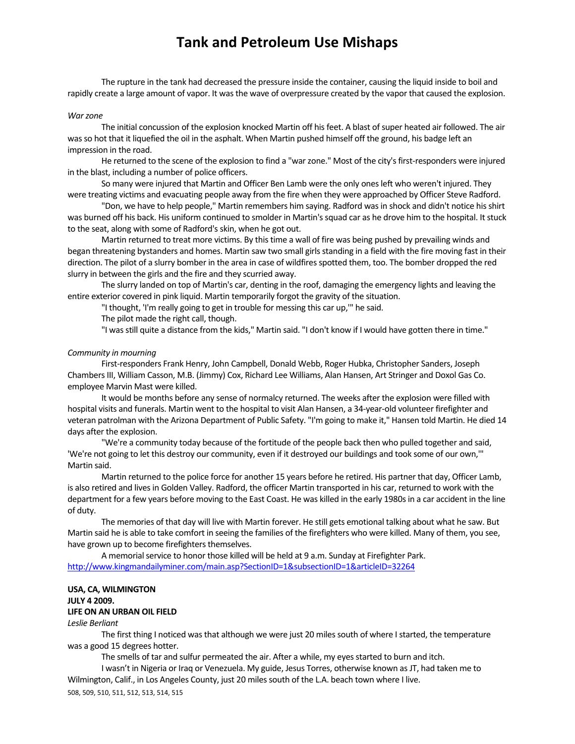The rupture in the tank had decreased the pressure inside the container, causing the liquid inside to boil and rapidly create a large amount of vapor. It was the wave of overpressure created by the vapor that caused the explosion.

*War zone*

The initial concussion of the explosion knocked Martin off his feet. A blast of super heated air followed. The air was so hot that it liquefied the oil in the asphalt. When Martin pushed himself off the ground, his badge left an impression in the road.

He returned to the scene of the explosion to find a "war zone." Most of the city's first-responders were injured in the blast, including a number of police officers.

So many were injured that Martin and Officer Ben Lamb were the only ones left who weren't injured. They were treating victims and evacuating people away from the fire when they were approached by Officer Steve Radford.

"Don, we have to help people," Martin remembers him saying. Radford was in shock and didn't notice his shirt was burned off his back. His uniform continued to smolder in Martin's squad car as he drove him to the hospital. It stuck to the seat, along with some of Radford's skin, when he got out.

Martin returned to treat more victims. By this time a wall of fire was being pushed by prevailing winds and began threatening bystanders and homes. Martin saw two small girls standing in a field with the fire moving fast in their direction. The pilot of a slurry bomber in the area in case of wildfires spotted them, too. The bomber dropped the red slurry in between the girls and the fire and they scurried away.

The slurry landed on top of Martin's car, denting in the roof, damaging the emergency lights and leaving the entire exterior covered in pink liquid. Martin temporarily forgot the gravity of the situation.

"I thought, 'I'm really going to get in trouble for messing this car up,'" he said.

The pilot made the right call, though.

"I was still quite a distance from the kids," Martin said. "I don't know if I would have gotten there in time."

*Community in mourning*

First-responders Frank Henry, John Campbell, Donald Webb, Roger Hubka, Christopher Sanders, Joseph Chambers III, William Casson, M.B. (Jimmy) Cox, Richard Lee Williams, Alan Hansen, Art Stringer and Doxol Gas Co. employee Marvin Mast were killed.

It would be months before any sense of normalcy returned. The weeks after the explosion were filled with hospital visits and funerals. Martin went to the hospital to visit Alan Hansen, a 34-year-old volunteer firefighter and veteran patrolman with the Arizona Department of Public Safety. "I'm going to make it," Hansen told Martin. He died 14 days after the explosion.

"We're a community today because of the fortitude of the people back then who pulled together and said, 'We're not going to let this destroy our community, even if it destroyed our buildings and took some of our own,'" Martin said.

Martin returned to the police force for another 15 years before he retired. His partner that day, Officer Lamb, is also retired and lives in Golden Valley. Radford, the officer Martin transported in his car, returned to work with the department for a few years before moving to the East Coast. He was killed in the early 1980s in a car accident in the line of duty.

The memories of that day will live with Martin forever. He still gets emotional talking about what he saw. But Martin said he is able to take comfort in seeing the families of the firefighters who were killed. Many of them, you see, have grown up to become firefighters themselves.

A memorial service to honor those killed will be held at 9 a.m. Sunday at Firefighter Park.
http://www.kingmandailyminer.com/main.asp?SectionID=1&subsectionID=1&articleID=32264

**USA, CA, WILMINGTON**
**JULY 4 2009.**
**LIFE ON AN URBAN OIL FIELD**
*Leslie Berliant*

The first thing I noticed was that although we were just 20 miles south of where I started, the temperature was a good 15 degrees hotter.

The smells of tar and sulfur permeated the air. After a while, my eyes started to burn and itch.

I wasn't in Nigeria or Iraq or Venezuela. My guide, Jesus Torres, otherwise known as JT, had taken me to Wilmington, Calif., in Los Angeles County, just 20 miles south of the L.A. beach town where I live.

508, 509, 510, 511, 512, 513, 514, 515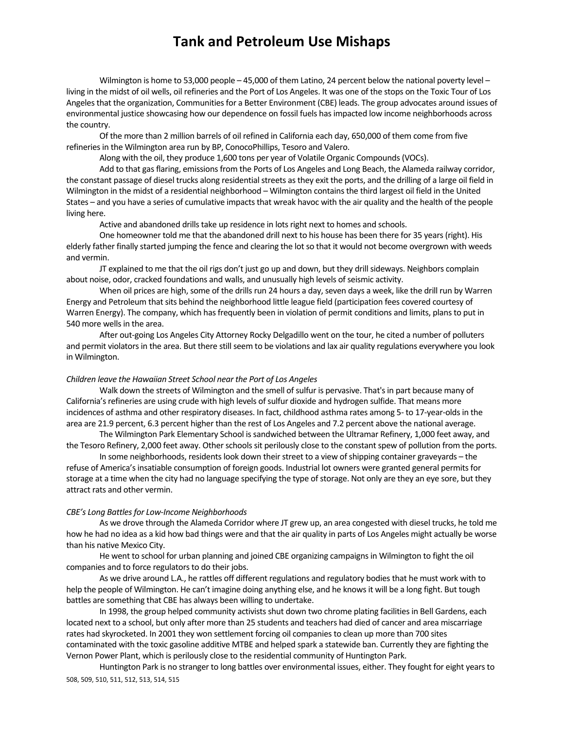# Tank and Petroleum Use Mishaps

Wilmington is home to 53,000 people – 45,000 of them Latino, 24 percent below the national poverty level – living in the midst of oil wells, oil refineries and the Port of Los Angeles. It was one of the stops on the Toxic Tour of Los Angeles that the organization, Communities for a Better Environment (CBE) leads. The group advocates around issues of environmental justice showcasing how our dependence on fossil fuels has impacted low income neighborhoods across the country.

Of the more than 2 million barrels of oil refined in California each day, 650,000 of them come from five refineries in the Wilmington area run by BP, ConocoPhillips, Tesoro and Valero.

Along with the oil, they produce 1,600 tons per year of Volatile Organic Compounds (VOCs).

Add to that gas flaring, emissions from the Ports of Los Angeles and Long Beach, the Alameda railway corridor, the constant passage of diesel trucks along residential streets as they exit the ports, and the drilling of a large oil field in Wilmington in the midst of a residential neighborhood – Wilmington contains the third largest oil field in the United States – and you have a series of cumulative impacts that wreak havoc with the air quality and the health of the people living here.

Active and abandoned drills take up residence in lots right next to homes and schools.

One homeowner told me that the abandoned drill next to his house has been there for 35 years (right). His elderly father finally started jumping the fence and clearing the lot so that it would not become overgrown with weeds and vermin.

JT explained to me that the oil rigs don't just go up and down, but they drill sideways. Neighbors complain about noise, odor, cracked foundations and walls, and unusually high levels of seismic activity.

When oil prices are high, some of the drills run 24 hours a day, seven days a week, like the drill run by Warren Energy and Petroleum that sits behind the neighborhood little league field (participation fees covered courtesy of Warren Energy). The company, which has frequently been in violation of permit conditions and limits, plans to put in 540 more wells in the area.

After out-going Los Angeles City Attorney Rocky Delgadillo went on the tour, he cited a number of polluters and permit violators in the area. But there still seem to be violations and lax air quality regulations everywhere you look in Wilmington.

*Children leave the Hawaiian Street School near the Port of Los Angeles*

Walk down the streets of Wilmington and the smell of sulfur is pervasive. That's in part because many of California's refineries are using crude with high levels of sulfur dioxide and hydrogen sulfide. That means more incidences of asthma and other respiratory diseases. In fact, childhood asthma rates among 5- to 17-year-olds in the area are 21.9 percent, 6.3 percent higher than the rest of Los Angeles and 7.2 percent above the national average.

The Wilmington Park Elementary School is sandwiched between the Ultramar Refinery, 1,000 feet away, and the Tesoro Refinery, 2,000 feet away. Other schools sit perilously close to the constant spew of pollution from the ports.

In some neighborhoods, residents look down their street to a view of shipping container graveyards – the refuse of America's insatiable consumption of foreign goods. Industrial lot owners were granted general permits for storage at a time when the city had no language specifying the type of storage. Not only are they an eye sore, but they attract rats and other vermin.

*CBE's Long Battles for Low-Income Neighborhoods*

As we drove through the Alameda Corridor where JT grew up, an area congested with diesel trucks, he told me how he had no idea as a kid how bad things were and that the air quality in parts of Los Angeles might actually be worse than his native Mexico City.

He went to school for urban planning and joined CBE organizing campaigns in Wilmington to fight the oil companies and to force regulators to do their jobs.

As we drive around L.A., he rattles off different regulations and regulatory bodies that he must work with to help the people of Wilmington. He can't imagine doing anything else, and he knows it will be a long fight. But tough battles are something that CBE has always been willing to undertake.

In 1998, the group helped community activists shut down two chrome plating facilities in Bell Gardens, each located next to a school, but only after more than 25 students and teachers had died of cancer and area miscarriage rates had skyrocketed. In 2001 they won settlement forcing oil companies to clean up more than 700 sites contaminated with the toxic gasoline additive MTBE and helped spark a statewide ban. Currently they are fighting the Vernon Power Plant, which is perilously close to the residential community of Huntington Park.

Huntington Park is no stranger to long battles over environmental issues, either. They fought for eight years to

508, 509, 510, 511, 512, 513, 514, 515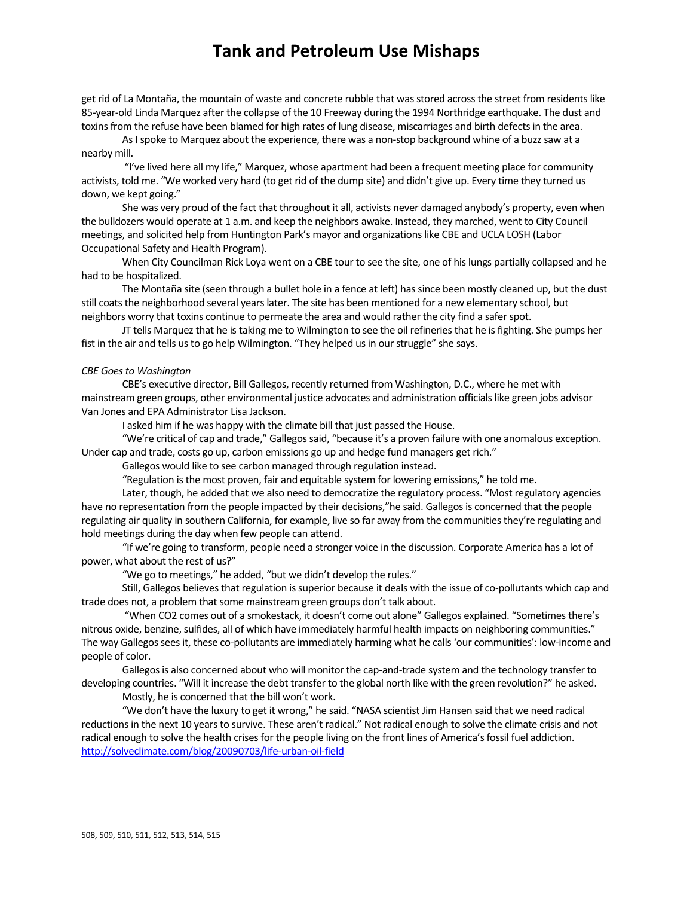get rid of La Montaña, the mountain of waste and concrete rubble that was stored across the street from residents like 85-year-old Linda Marquez after the collapse of the 10 Freeway during the 1994 Northridge earthquake. The dust and toxins from the refuse have been blamed for high rates of lung disease, miscarriages and birth defects in the area.

As I spoke to Marquez about the experience, there was a non-stop background whine of a buzz saw at a nearby mill.

"I've lived here all my life," Marquez, whose apartment had been a frequent meeting place for community activists, told me. "We worked very hard (to get rid of the dump site) and didn't give up. Every time they turned us down, we kept going."

She was very proud of the fact that throughout it all, activists never damaged anybody's property, even when the bulldozers would operate at 1 a.m. and keep the neighbors awake. Instead, they marched, went to City Council meetings, and solicited help from Huntington Park's mayor and organizations like CBE and UCLA LOSH (Labor Occupational Safety and Health Program).

When City Councilman Rick Loya went on a CBE tour to see the site, one of his lungs partially collapsed and he had to be hospitalized.

The Montaña site (seen through a bullet hole in a fence at left) has since been mostly cleaned up, but the dust still coats the neighborhood several years later. The site has been mentioned for a new elementary school, but neighbors worry that toxins continue to permeate the area and would rather the city find a safer spot.

JT tells Marquez that he is taking me to Wilmington to see the oil refineries that he is fighting. She pumps her fist in the air and tells us to go help Wilmington. "They helped us in our struggle" she says.

*CBE Goes to Washington*

CBE's executive director, Bill Gallegos, recently returned from Washington, D.C., where he met with mainstream green groups, other environmental justice advocates and administration officials like green jobs advisor Van Jones and EPA Administrator Lisa Jackson.

I asked him if he was happy with the climate bill that just passed the House.

"We're critical of cap and trade," Gallegos said, "because it's a proven failure with one anomalous exception. Under cap and trade, costs go up, carbon emissions go up and hedge fund managers get rich."

Gallegos would like to see carbon managed through regulation instead.

"Regulation is the most proven, fair and equitable system for lowering emissions," he told me.

Later, though, he added that we also need to democratize the regulatory process. "Most regulatory agencies have no representation from the people impacted by their decisions,"he said. Gallegos is concerned that the people regulating air quality in southern California, for example, live so far away from the communities they're regulating and hold meetings during the day when few people can attend.

"If we're going to transform, people need a stronger voice in the discussion. Corporate America has a lot of power, what about the rest of us?"

"We go to meetings," he added, "but we didn't develop the rules."

Still, Gallegos believes that regulation is superior because it deals with the issue of co-pollutants which cap and trade does not, a problem that some mainstream green groups don't talk about.

"When CO2 comes out of a smokestack, it doesn't come out alone" Gallegos explained. "Sometimes there's nitrous oxide, benzine, sulfides, all of which have immediately harmful health impacts on neighboring communities." The way Gallegos sees it, these co-pollutants are immediately harming what he calls 'our communities': low-income and people of color.

Gallegos is also concerned about who will monitor the cap-and-trade system and the technology transfer to developing countries. "Will it increase the debt transfer to the global north like with the green revolution?" he asked.

Mostly, he is concerned that the bill won't work.

"We don't have the luxury to get it wrong," he said. "NASA scientist Jim Hansen said that we need radical reductions in the next 10 years to survive. These aren't radical." Not radical enough to solve the climate crisis and not radical enough to solve the health crises for the people living on the front lines of America's fossil fuel addiction.
http://solveclimate.com/blog/20090703/life-urban-oil-field

508, 509, 510, 511, 512, 513, 514, 515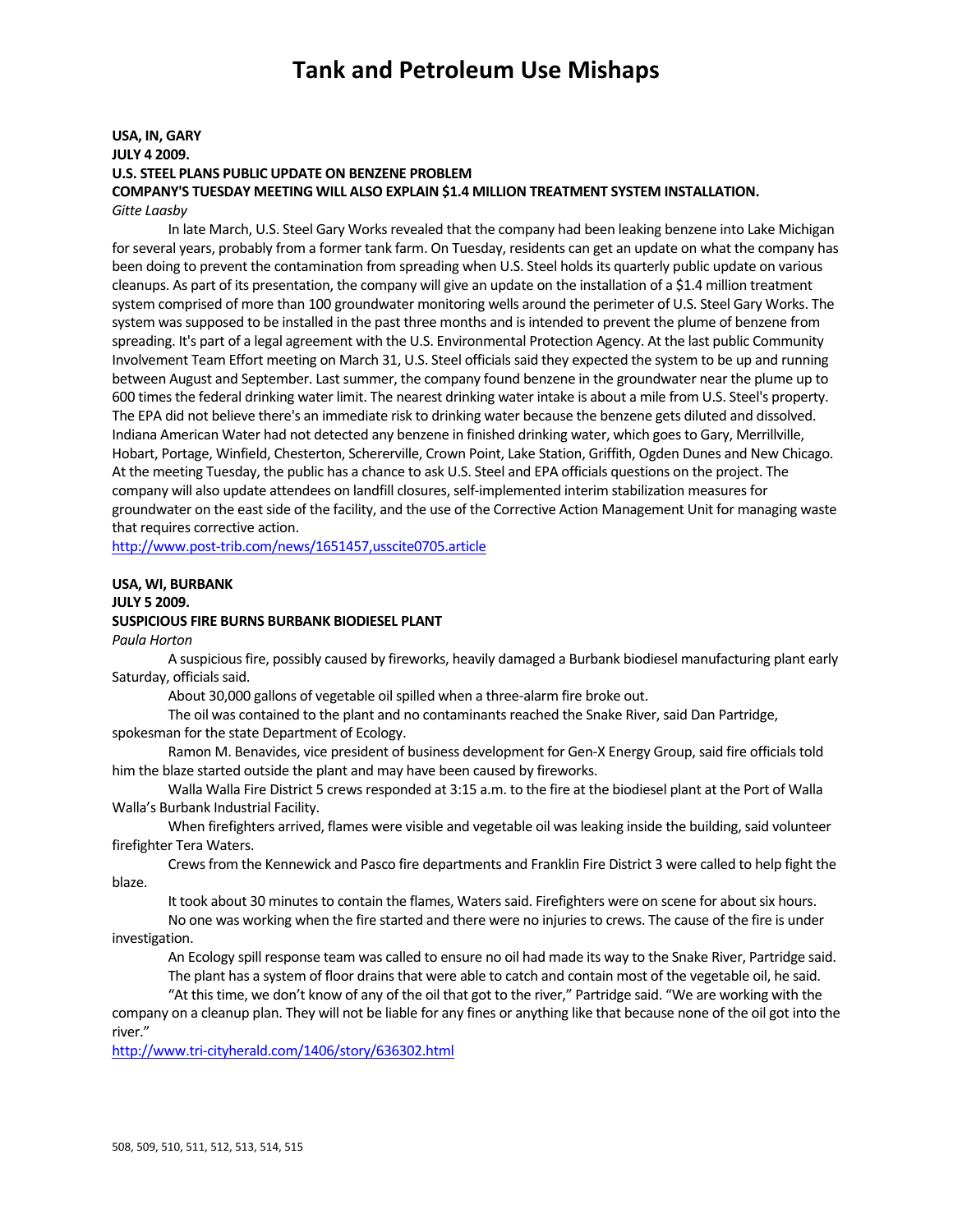# Tank and Petroleum Use Mishaps

**USA, IN, GARY**
**JULY 4 2009.**
**U.S. STEEL PLANS PUBLIC UPDATE ON BENZENE PROBLEM**
**COMPANY'S TUESDAY MEETING WILL ALSO EXPLAIN $1.4 MILLION TREATMENT SYSTEM INSTALLATION.**
*Gitte Laasby*

In late March, U.S. Steel Gary Works revealed that the company had been leaking benzene into Lake Michigan for several years, probably from a former tank farm. On Tuesday, residents can get an update on what the company has been doing to prevent the contamination from spreading when U.S. Steel holds its quarterly public update on various cleanups. As part of its presentation, the company will give an update on the installation of a $1.4 million treatment system comprised of more than 100 groundwater monitoring wells around the perimeter of U.S. Steel Gary Works. The system was supposed to be installed in the past three months and is intended to prevent the plume of benzene from spreading. It's part of a legal agreement with the U.S. Environmental Protection Agency. At the last public Community Involvement Team Effort meeting on March 31, U.S. Steel officials said they expected the system to be up and running between August and September. Last summer, the company found benzene in the groundwater near the plume up to 600 times the federal drinking water limit. The nearest drinking water intake is about a mile from U.S. Steel's property. The EPA did not believe there's an immediate risk to drinking water because the benzene gets diluted and dissolved. Indiana American Water had not detected any benzene in finished drinking water, which goes to Gary, Merrillville, Hobart, Portage, Winfield, Chesterton, Schererville, Crown Point, Lake Station, Griffith, Ogden Dunes and New Chicago. At the meeting Tuesday, the public has a chance to ask U.S. Steel and EPA officials questions on the project. The company will also update attendees on landfill closures, self-implemented interim stabilization measures for groundwater on the east side of the facility, and the use of the Corrective Action Management Unit for managing waste that requires corrective action.
http://www.post-trib.com/news/1651457,usscite0705.article

**USA, WI, BURBANK**
**JULY 5 2009.**
**SUSPICIOUS FIRE BURNS BURBANK BIODIESEL PLANT**
*Paula Horton*

A suspicious fire, possibly caused by fireworks, heavily damaged a Burbank biodiesel manufacturing plant early Saturday, officials said.

About 30,000 gallons of vegetable oil spilled when a three-alarm fire broke out.

The oil was contained to the plant and no contaminants reached the Snake River, said Dan Partridge, spokesman for the state Department of Ecology.

Ramon M. Benavides, vice president of business development for Gen-X Energy Group, said fire officials told him the blaze started outside the plant and may have been caused by fireworks.

Walla Walla Fire District 5 crews responded at 3:15 a.m. to the fire at the biodiesel plant at the Port of Walla Walla's Burbank Industrial Facility.

When firefighters arrived, flames were visible and vegetable oil was leaking inside the building, said volunteer firefighter Tera Waters.

Crews from the Kennewick and Pasco fire departments and Franklin Fire District 3 were called to help fight the blaze.

It took about 30 minutes to contain the flames, Waters said. Firefighters were on scene for about six hours.

No one was working when the fire started and there were no injuries to crews. The cause of the fire is under investigation.

An Ecology spill response team was called to ensure no oil had made its way to the Snake River, Partridge said.

The plant has a system of floor drains that were able to catch and contain most of the vegetable oil, he said.

"At this time, we don't know of any of the oil that got to the river," Partridge said. "We are working with the company on a cleanup plan. They will not be liable for any fines or anything like that because none of the oil got into the river."
http://www.tri-cityherald.com/1406/story/636302.html

508, 509, 510, 511, 512, 513, 514, 515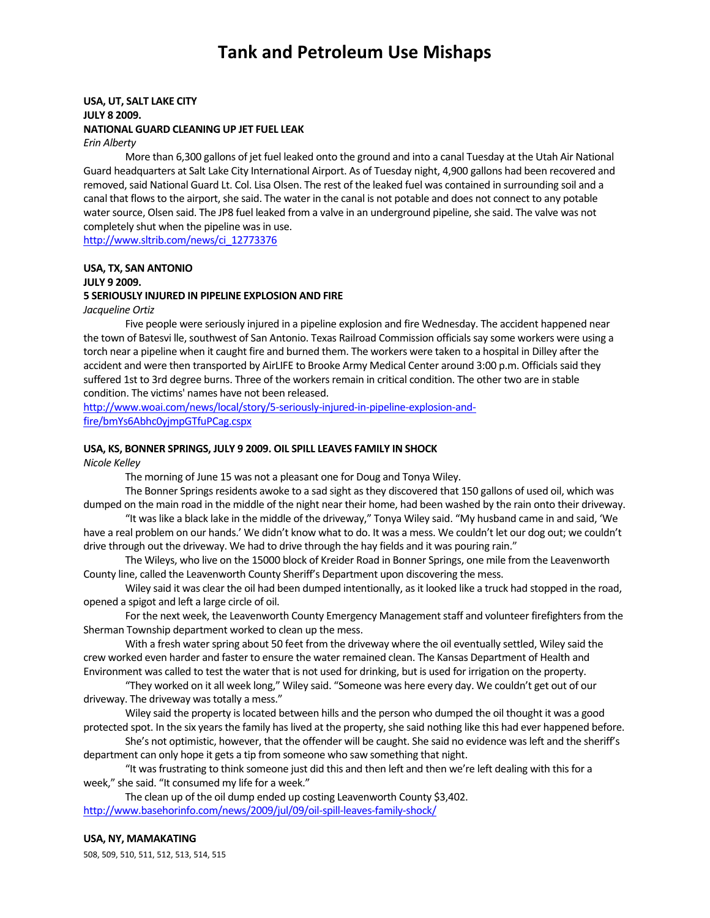# Tank and Petroleum Use Mishaps

**USA, UT, SALT LAKE CITY**
**JULY 8 2009.**
**NATIONAL GUARD CLEANING UP JET FUEL LEAK**
*Erin Alberty*

More than 6,300 gallons of jet fuel leaked onto the ground and into a canal Tuesday at the Utah Air National Guard headquarters at Salt Lake City International Airport. As of Tuesday night, 4,900 gallons had been recovered and removed, said National Guard Lt. Col. Lisa Olsen. The rest of the leaked fuel was contained in surrounding soil and a canal that flows to the airport, she said. The water in the canal is not potable and does not connect to any potable water source, Olsen said. The JP8 fuel leaked from a valve in an underground pipeline, she said. The valve was not completely shut when the pipeline was in use.

http://www.sltrib.com/news/ci_12773376

**USA, TX, SAN ANTONIO**
**JULY 9 2009.**
**5 SERIOUSLY INJURED IN PIPELINE EXPLOSION AND FIRE**
*Jacqueline Ortiz*

Five people were seriously injured in a pipeline explosion and fire Wednesday. The accident happened near the town of Batesvi lle, southwest of San Antonio. Texas Railroad Commission officials say some workers were using a torch near a pipeline when it caught fire and burned them. The workers were taken to a hospital in Dilley after the accident and were then transported by AirLIFE to Brooke Army Medical Center around 3:00 p.m. Officials said they suffered 1st to 3rd degree burns. Three of the workers remain in critical condition. The other two are in stable condition. The victims' names have not been released.

http://www.woai.com/news/local/story/5-seriously-injured-in-pipeline-explosion-and-fire/bmYs6Abhc0yjmpGTfuPCag.cspx

**USA, KS, BONNER SPRINGS, JULY 9 2009. OIL SPILL LEAVES FAMILY IN SHOCK**
*Nicole Kelley*

The morning of June 15 was not a pleasant one for Doug and Tonya Wiley.

The Bonner Springs residents awoke to a sad sight as they discovered that 150 gallons of used oil, which was dumped on the main road in the middle of the night near their home, had been washed by the rain onto their driveway.

"It was like a black lake in the middle of the driveway," Tonya Wiley said. "My husband came in and said, 'We have a real problem on our hands.' We didn't know what to do. It was a mess. We couldn't let our dog out; we couldn't drive through out the driveway. We had to drive through the hay fields and it was pouring rain."

The Wileys, who live on the 15000 block of Kreider Road in Bonner Springs, one mile from the Leavenworth County line, called the Leavenworth County Sheriff's Department upon discovering the mess.

Wiley said it was clear the oil had been dumped intentionally, as it looked like a truck had stopped in the road, opened a spigot and left a large circle of oil.

For the next week, the Leavenworth County Emergency Management staff and volunteer firefighters from the Sherman Township department worked to clean up the mess.

With a fresh water spring about 50 feet from the driveway where the oil eventually settled, Wiley said the crew worked even harder and faster to ensure the water remained clean. The Kansas Department of Health and Environment was called to test the water that is not used for drinking, but is used for irrigation on the property.

"They worked on it all week long," Wiley said. "Someone was here every day. We couldn't get out of our driveway. The driveway was totally a mess."

Wiley said the property is located between hills and the person who dumped the oil thought it was a good protected spot. In the six years the family has lived at the property, she said nothing like this had ever happened before.

She's not optimistic, however, that the offender will be caught. She said no evidence was left and the sheriff's department can only hope it gets a tip from someone who saw something that night.

"It was frustrating to think someone just did this and then left and then we're left dealing with this for a week," she said. "It consumed my life for a week."

The clean up of the oil dump ended up costing Leavenworth County $3,402.

http://www.basehorinfo.com/news/2009/jul/09/oil-spill-leaves-family-shock/

**USA, NY, MAMAKATING**

508, 509, 510, 511, 512, 513, 514, 515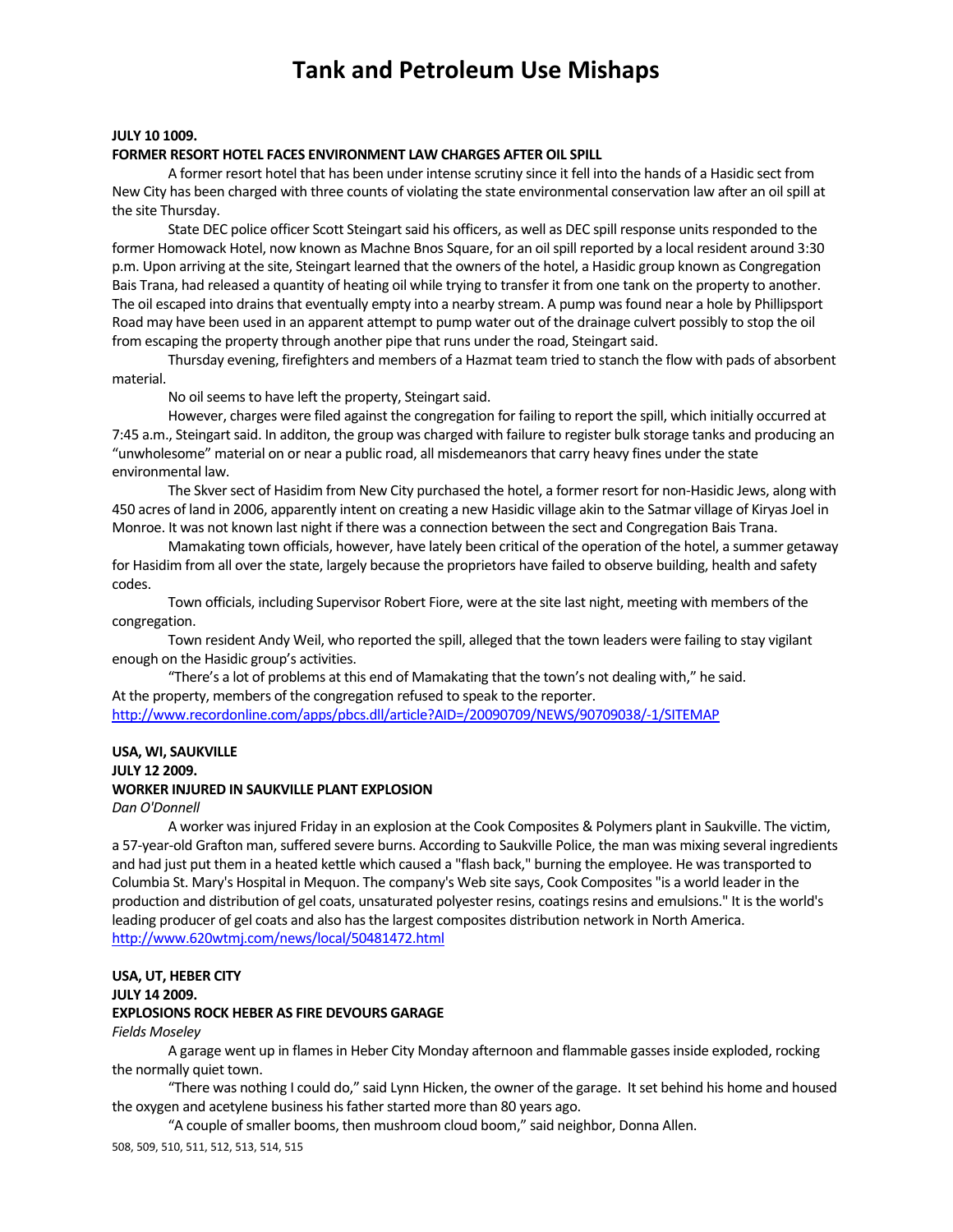# Tank and Petroleum Use Mishaps

**JULY 10 1009.**

**FORMER RESORT HOTEL FACES ENVIRONMENT LAW CHARGES AFTER OIL SPILL**

A former resort hotel that has been under intense scrutiny since it fell into the hands of a Hasidic sect from New City has been charged with three counts of violating the state environmental conservation law after an oil spill at the site Thursday.

State DEC police officer Scott Steingart said his officers, as well as DEC spill response units responded to the former Homowack Hotel, now known as Machne Bnos Square, for an oil spill reported by a local resident around 3:30 p.m. Upon arriving at the site, Steingart learned that the owners of the hotel, a Hasidic group known as Congregation Bais Trana, had released a quantity of heating oil while trying to transfer it from one tank on the property to another. The oil escaped into drains that eventually empty into a nearby stream. A pump was found near a hole by Phillipsport Road may have been used in an apparent attempt to pump water out of the drainage culvert possibly to stop the oil from escaping the property through another pipe that runs under the road, Steingart said.

Thursday evening, firefighters and members of a Hazmat team tried to stanch the flow with pads of absorbent material.

No oil seems to have left the property, Steingart said.

However, charges were filed against the congregation for failing to report the spill, which initially occurred at 7:45 a.m., Steingart said. In additon, the group was charged with failure to register bulk storage tanks and producing an "unwholesome" material on or near a public road, all misdemeanors that carry heavy fines under the state environmental law.

The Skver sect of Hasidim from New City purchased the hotel, a former resort for non-Hasidic Jews, along with 450 acres of land in 2006, apparently intent on creating a new Hasidic village akin to the Satmar village of Kiryas Joel in Monroe. It was not known last night if there was a connection between the sect and Congregation Bais Trana.

Mamakating town officials, however, have lately been critical of the operation of the hotel, a summer getaway for Hasidim from all over the state, largely because the proprietors have failed to observe building, health and safety codes.

Town officials, including Supervisor Robert Fiore, were at the site last night, meeting with members of the congregation.

Town resident Andy Weil, who reported the spill, alleged that the town leaders were failing to stay vigilant enough on the Hasidic group's activities.

"There's a lot of problems at this end of Mamakating that the town's not dealing with," he said.
At the property, members of the congregation refused to speak to the reporter.
http://www.recordonline.com/apps/pbcs.dll/article?AID=/20090709/NEWS/90709038/-1/SITEMAP

**USA, WI, SAUKVILLE**

**JULY 12 2009.**

**WORKER INJURED IN SAUKVILLE PLANT EXPLOSION**

*Dan O'Donnell*

A worker was injured Friday in an explosion at the Cook Composites & Polymers plant in Saukville. The victim, a 57-year-old Grafton man, suffered severe burns. According to Saukville Police, the man was mixing several ingredients and had just put them in a heated kettle which caused a "flash back," burning the employee. He was transported to Columbia St. Mary's Hospital in Mequon. The company's Web site says, Cook Composites "is a world leader in the production and distribution of gel coats, unsaturated polyester resins, coatings resins and emulsions." It is the world's leading producer of gel coats and also has the largest composites distribution network in North America.
http://www.620wtmj.com/news/local/50481472.html

**USA, UT, HEBER CITY**

**JULY 14 2009.**

**EXPLOSIONS ROCK HEBER AS FIRE DEVOURS GARAGE**

*Fields Moseley*

A garage went up in flames in Heber City Monday afternoon and flammable gasses inside exploded, rocking the normally quiet town.

"There was nothing I could do," said Lynn Hicken, the owner of the garage. It set behind his home and housed the oxygen and acetylene business his father started more than 80 years ago.

"A couple of smaller booms, then mushroom cloud boom," said neighbor, Donna Allen.

508, 509, 510, 511, 512, 513, 514, 515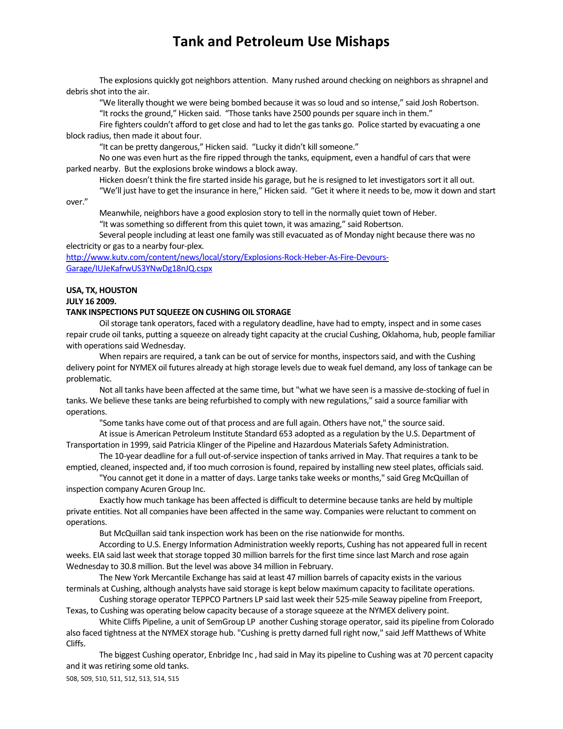The explosions quickly got neighbors attention. Many rushed around checking on neighbors as shrapnel and debris shot into the air.

"We literally thought we were being bombed because it was so loud and so intense," said Josh Robertson.

"It rocks the ground," Hicken said. "Those tanks have 2500 pounds per square inch in them."

Fire fighters couldn't afford to get close and had to let the gas tanks go. Police started by evacuating a one block radius, then made it about four.

"It can be pretty dangerous," Hicken said. "Lucky it didn't kill someone."

No one was even hurt as the fire ripped through the tanks, equipment, even a handful of cars that were parked nearby. But the explosions broke windows a block away.

Hicken doesn't think the fire started inside his garage, but he is resigned to let investigators sort it all out.

"We'll just have to get the insurance in here," Hicken said. "Get it where it needs to be, mow it down and start over."

Meanwhile, neighbors have a good explosion story to tell in the normally quiet town of Heber.

"It was something so different from this quiet town, it was amazing," said Robertson.

Several people including at least one family was still evacuated as of Monday night because there was no electricity or gas to a nearby four-plex.

http://www.kutv.com/content/news/local/story/Explosions-Rock-Heber-As-Fire-Devours-Garage/lUJeKafrwUS3YNwDg18nJQ.cspx

**USA, TX, HOUSTON**
**JULY 16 2009.**
**TANK INSPECTIONS PUT SQUEEZE ON CUSHING OIL STORAGE**

Oil storage tank operators, faced with a regulatory deadline, have had to empty, inspect and in some cases repair crude oil tanks, putting a squeeze on already tight capacity at the crucial Cushing, Oklahoma, hub, people familiar with operations said Wednesday.

When repairs are required, a tank can be out of service for months, inspectors said, and with the Cushing delivery point for NYMEX oil futures already at high storage levels due to weak fuel demand, any loss of tankage can be problematic.

Not all tanks have been affected at the same time, but "what we have seen is a massive de-stocking of fuel in tanks. We believe these tanks are being refurbished to comply with new regulations," said a source familiar with operations.

"Some tanks have come out of that process and are full again. Others have not," the source said.

At issue is American Petroleum Institute Standard 653 adopted as a regulation by the U.S. Department of Transportation in 1999, said Patricia Klinger of the Pipeline and Hazardous Materials Safety Administration.

The 10-year deadline for a full out-of-service inspection of tanks arrived in May. That requires a tank to be emptied, cleaned, inspected and, if too much corrosion is found, repaired by installing new steel plates, officials said.

"You cannot get it done in a matter of days. Large tanks take weeks or months," said Greg McQuillan of inspection company Acuren Group Inc.

Exactly how much tankage has been affected is difficult to determine because tanks are held by multiple private entities. Not all companies have been affected in the same way. Companies were reluctant to comment on operations.

But McQuillan said tank inspection work has been on the rise nationwide for months.

According to U.S. Energy Information Administration weekly reports, Cushing has not appeared full in recent weeks. EIA said last week that storage topped 30 million barrels for the first time since last March and rose again Wednesday to 30.8 million. But the level was above 34 million in February.

The New York Mercantile Exchange has said at least 47 million barrels of capacity exists in the various terminals at Cushing, although analysts have said storage is kept below maximum capacity to facilitate operations.

Cushing storage operator TEPPCO Partners LP said last week their 525-mile Seaway pipeline from Freeport, Texas, to Cushing was operating below capacity because of a storage squeeze at the NYMEX delivery point.

White Cliffs Pipeline, a unit of SemGroup LP another Cushing storage operator, said its pipeline from Colorado also faced tightness at the NYMEX storage hub. "Cushing is pretty darned full right now," said Jeff Matthews of White Cliffs.

The biggest Cushing operator, Enbridge Inc , had said in May its pipeline to Cushing was at 70 percent capacity and it was retiring some old tanks.

508, 509, 510, 511, 512, 513, 514, 515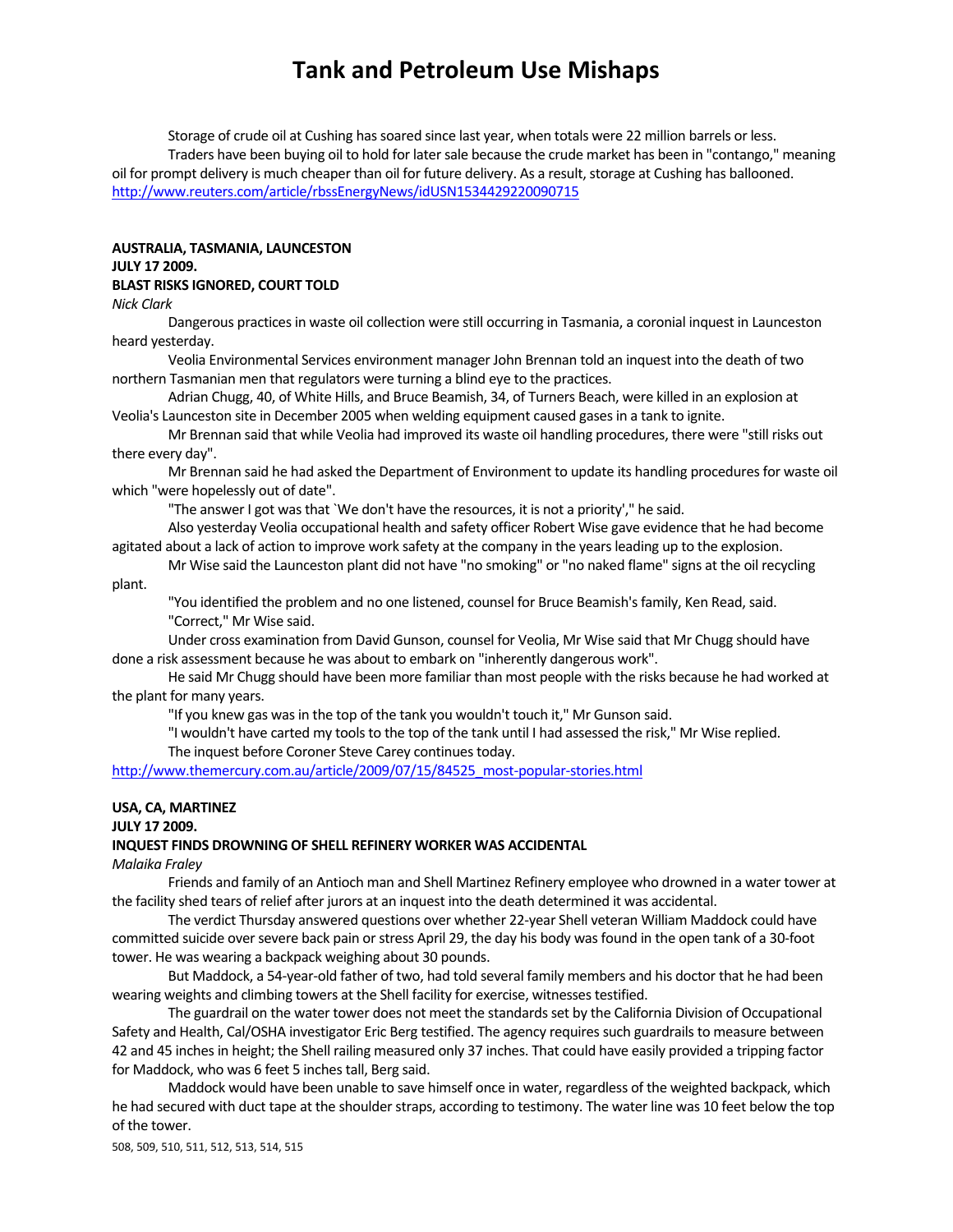Storage of crude oil at Cushing has soared since last year, when totals were 22 million barrels or less.

Traders have been buying oil to hold for later sale because the crude market has been in "contango," meaning oil for prompt delivery is much cheaper than oil for future delivery. As a result, storage at Cushing has ballooned.
http://www.reuters.com/article/rbssEnergyNews/idUSN1534429220090715

**AUSTRALIA, TASMANIA, LAUNCESTON**
**JULY 17 2009.**
**BLAST RISKS IGNORED, COURT TOLD**

*Nick Clark*

Dangerous practices in waste oil collection were still occurring in Tasmania, a coronial inquest in Launceston heard yesterday.

Veolia Environmental Services environment manager John Brennan told an inquest into the death of two northern Tasmanian men that regulators were turning a blind eye to the practices.

Adrian Chugg, 40, of White Hills, and Bruce Beamish, 34, of Turners Beach, were killed in an explosion at Veolia's Launceston site in December 2005 when welding equipment caused gases in a tank to ignite.

Mr Brennan said that while Veolia had improved its waste oil handling procedures, there were "still risks out there every day".

Mr Brennan said he had asked the Department of Environment to update its handling procedures for waste oil which "were hopelessly out of date".

"The answer I got was that `We don't have the resources, it is not a priority'," he said.

Also yesterday Veolia occupational health and safety officer Robert Wise gave evidence that he had become agitated about a lack of action to improve work safety at the company in the years leading up to the explosion.

Mr Wise said the Launceston plant did not have "no smoking" or "no naked flame" signs at the oil recycling plant.

"You identified the problem and no one listened, counsel for Bruce Beamish's family, Ken Read, said.

"Correct," Mr Wise said.

Under cross examination from David Gunson, counsel for Veolia, Mr Wise said that Mr Chugg should have done a risk assessment because he was about to embark on "inherently dangerous work".

He said Mr Chugg should have been more familiar than most people with the risks because he had worked at the plant for many years.

"If you knew gas was in the top of the tank you wouldn't touch it," Mr Gunson said.

"I wouldn't have carted my tools to the top of the tank until I had assessed the risk," Mr Wise replied.

The inquest before Coroner Steve Carey continues today.
http://www.themercury.com.au/article/2009/07/15/84525_most-popular-stories.html

**USA, CA, MARTINEZ**
**JULY 17 2009.**
**INQUEST FINDS DROWNING OF SHELL REFINERY WORKER WAS ACCIDENTAL**

*Malaika Fraley*

Friends and family of an Antioch man and Shell Martinez Refinery employee who drowned in a water tower at the facility shed tears of relief after jurors at an inquest into the death determined it was accidental.

The verdict Thursday answered questions over whether 22-year Shell veteran William Maddock could have committed suicide over severe back pain or stress April 29, the day his body was found in the open tank of a 30-foot tower. He was wearing a backpack weighing about 30 pounds.

But Maddock, a 54-year-old father of two, had told several family members and his doctor that he had been wearing weights and climbing towers at the Shell facility for exercise, witnesses testified.

The guardrail on the water tower does not meet the standards set by the California Division of Occupational Safety and Health, Cal/OSHA investigator Eric Berg testified. The agency requires such guardrails to measure between 42 and 45 inches in height; the Shell railing measured only 37 inches. That could have easily provided a tripping factor for Maddock, who was 6 feet 5 inches tall, Berg said.

Maddock would have been unable to save himself once in water, regardless of the weighted backpack, which he had secured with duct tape at the shoulder straps, according to testimony. The water line was 10 feet below the top of the tower.

508, 509, 510, 511, 512, 513, 514, 515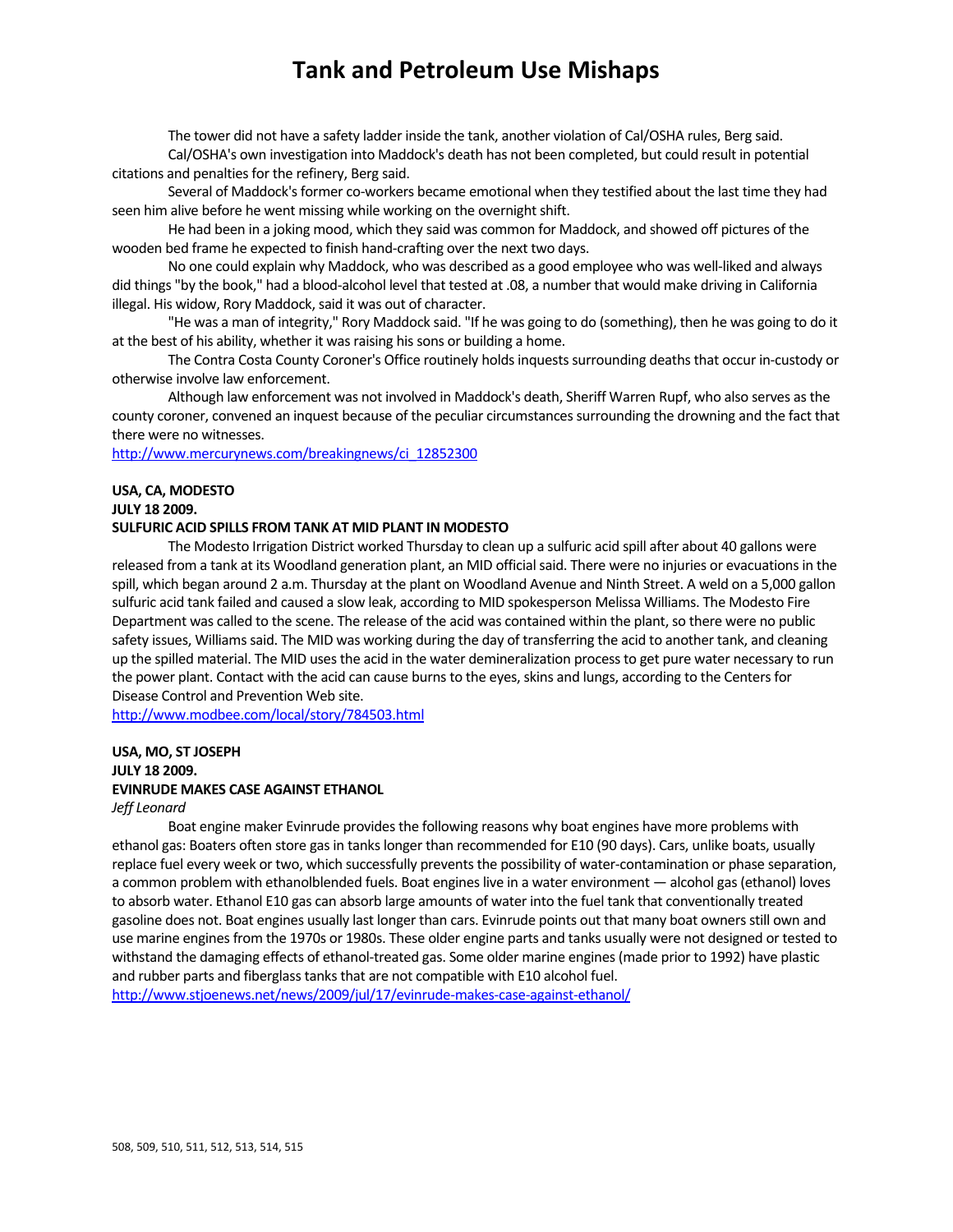The tower did not have a safety ladder inside the tank, another violation of Cal/OSHA rules, Berg said.

Cal/OSHA's own investigation into Maddock's death has not been completed, but could result in potential citations and penalties for the refinery, Berg said.

Several of Maddock's former co-workers became emotional when they testified about the last time they had seen him alive before he went missing while working on the overnight shift.

He had been in a joking mood, which they said was common for Maddock, and showed off pictures of the wooden bed frame he expected to finish hand-crafting over the next two days.

No one could explain why Maddock, who was described as a good employee who was well-liked and always did things "by the book," had a blood-alcohol level that tested at .08, a number that would make driving in California illegal. His widow, Rory Maddock, said it was out of character.

"He was a man of integrity," Rory Maddock said. "If he was going to do (something), then he was going to do it at the best of his ability, whether it was raising his sons or building a home.

The Contra Costa County Coroner's Office routinely holds inquests surrounding deaths that occur in-custody or otherwise involve law enforcement.

Although law enforcement was not involved in Maddock's death, Sheriff Warren Rupf, who also serves as the county coroner, convened an inquest because of the peculiar circumstances surrounding the drowning and the fact that there were no witnesses.

http://www.mercurynews.com/breakingnews/ci_12852300

**USA, CA, MODESTO**
**JULY 18 2009.**
**SULFURIC ACID SPILLS FROM TANK AT MID PLANT IN MODESTO**

The Modesto Irrigation District worked Thursday to clean up a sulfuric acid spill after about 40 gallons were released from a tank at its Woodland generation plant, an MID official said. There were no injuries or evacuations in the spill, which began around 2 a.m. Thursday at the plant on Woodland Avenue and Ninth Street. A weld on a 5,000 gallon sulfuric acid tank failed and caused a slow leak, according to MID spokesperson Melissa Williams. The Modesto Fire Department was called to the scene. The release of the acid was contained within the plant, so there were no public safety issues, Williams said. The MID was working during the day of transferring the acid to another tank, and cleaning up the spilled material. The MID uses the acid in the water demineralization process to get pure water necessary to run the power plant. Contact with the acid can cause burns to the eyes, skins and lungs, according to the Centers for Disease Control and Prevention Web site.

http://www.modbee.com/local/story/784503.html

**USA, MO, ST JOSEPH**
**JULY 18 2009.**
**EVINRUDE MAKES CASE AGAINST ETHANOL**
*Jeff Leonard*

Boat engine maker Evinrude provides the following reasons why boat engines have more problems with ethanol gas: Boaters often store gas in tanks longer than recommended for E10 (90 days). Cars, unlike boats, usually replace fuel every week or two, which successfully prevents the possibility of water-contamination or phase separation, a common problem with ethanolblended fuels. Boat engines live in a water environment — alcohol gas (ethanol) loves to absorb water. Ethanol E10 gas can absorb large amounts of water into the fuel tank that conventionally treated gasoline does not. Boat engines usually last longer than cars. Evinrude points out that many boat owners still own and use marine engines from the 1970s or 1980s. These older engine parts and tanks usually were not designed or tested to withstand the damaging effects of ethanol-treated gas. Some older marine engines (made prior to 1992) have plastic and rubber parts and fiberglass tanks that are not compatible with E10 alcohol fuel.

http://www.stjoenews.net/news/2009/jul/17/evinrude-makes-case-against-ethanol/

508, 509, 510, 511, 512, 513, 514, 515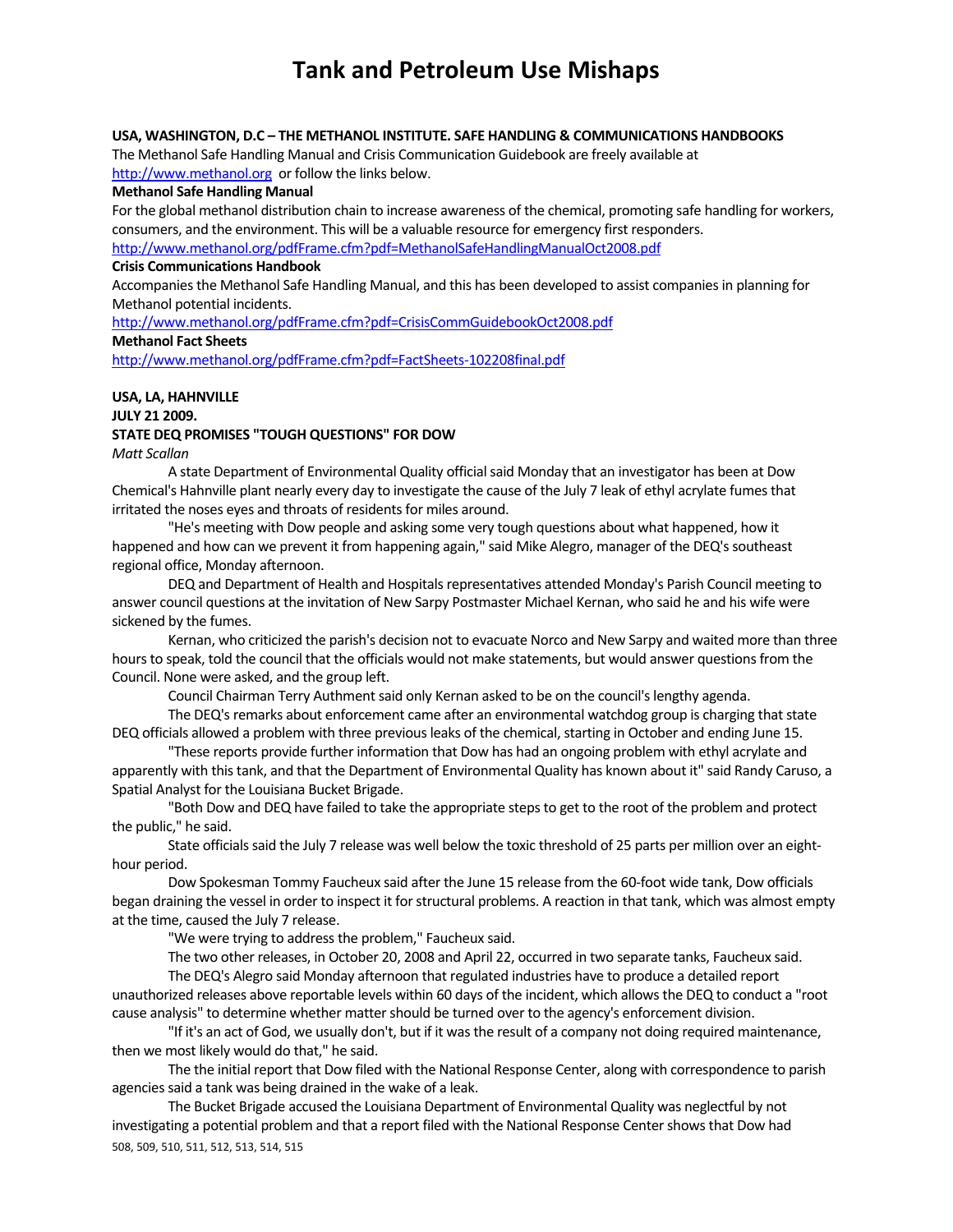# Tank and Petroleum Use Mishaps

**USA, WASHINGTON, D.C – THE METHANOL INSTITUTE. SAFE HANDLING & COMMUNICATIONS HANDBOOKS**

The Methanol Safe Handling Manual and Crisis Communication Guidebook are freely available at http://www.methanol.org or follow the links below.

**Methanol Safe Handling Manual**

For the global methanol distribution chain to increase awareness of the chemical, promoting safe handling for workers, consumers, and the environment. This will be a valuable resource for emergency first responders.

http://www.methanol.org/pdfFrame.cfm?pdf=MethanolSafeHandlingManualOct2008.pdf

**Crisis Communications Handbook**

Accompanies the Methanol Safe Handling Manual, and this has been developed to assist companies in planning for Methanol potential incidents.

http://www.methanol.org/pdfFrame.cfm?pdf=CrisisCommGuidebookOct2008.pdf

**Methanol Fact Sheets**

http://www.methanol.org/pdfFrame.cfm?pdf=FactSheets-102208final.pdf

**USA, LA, HAHNVILLE**

**JULY 21 2009.**

**STATE DEQ PROMISES "TOUGH QUESTIONS" FOR DOW**

*Matt Scallan*

A state Department of Environmental Quality official said Monday that an investigator has been at Dow Chemical's Hahnville plant nearly every day to investigate the cause of the July 7 leak of ethyl acrylate fumes that irritated the noses eyes and throats of residents for miles around.

"He's meeting with Dow people and asking some very tough questions about what happened, how it happened and how can we prevent it from happening again," said Mike Alegro, manager of the DEQ's southeast regional office, Monday afternoon.

DEQ and Department of Health and Hospitals representatives attended Monday's Parish Council meeting to answer council questions at the invitation of New Sarpy Postmaster Michael Kernan, who said he and his wife were sickened by the fumes.

Kernan, who criticized the parish's decision not to evacuate Norco and New Sarpy and waited more than three hours to speak, told the council that the officials would not make statements, but would answer questions from the Council. None were asked, and the group left.

Council Chairman Terry Authment said only Kernan asked to be on the council's lengthy agenda.

The DEQ's remarks about enforcement came after an environmental watchdog group is charging that state DEQ officials allowed a problem with three previous leaks of the chemical, starting in October and ending June 15.

"These reports provide further information that Dow has had an ongoing problem with ethyl acrylate and apparently with this tank, and that the Department of Environmental Quality has known about it" said Randy Caruso, a Spatial Analyst for the Louisiana Bucket Brigade.

"Both Dow and DEQ have failed to take the appropriate steps to get to the root of the problem and protect the public," he said.

State officials said the July 7 release was well below the toxic threshold of 25 parts per million over an eight-hour period.

Dow Spokesman Tommy Faucheux said after the June 15 release from the 60-foot wide tank, Dow officials began draining the vessel in order to inspect it for structural problems. A reaction in that tank, which was almost empty at the time, caused the July 7 release.

"We were trying to address the problem," Faucheux said.

The two other releases, in October 20, 2008 and April 22, occurred in two separate tanks, Faucheux said.

The DEQ's Alegro said Monday afternoon that regulated industries have to produce a detailed report unauthorized releases above reportable levels within 60 days of the incident, which allows the DEQ to conduct a "root cause analysis" to determine whether matter should be turned over to the agency's enforcement division.

"If it's an act of God, we usually don't, but if it was the result of a company not doing required maintenance, then we most likely would do that," he said.

The the initial report that Dow filed with the National Response Center, along with correspondence to parish agencies said a tank was being drained in the wake of a leak.

The Bucket Brigade accused the Louisiana Department of Environmental Quality was neglectful by not investigating a potential problem and that a report filed with the National Response Center shows that Dow had

508, 509, 510, 511, 512, 513, 514, 515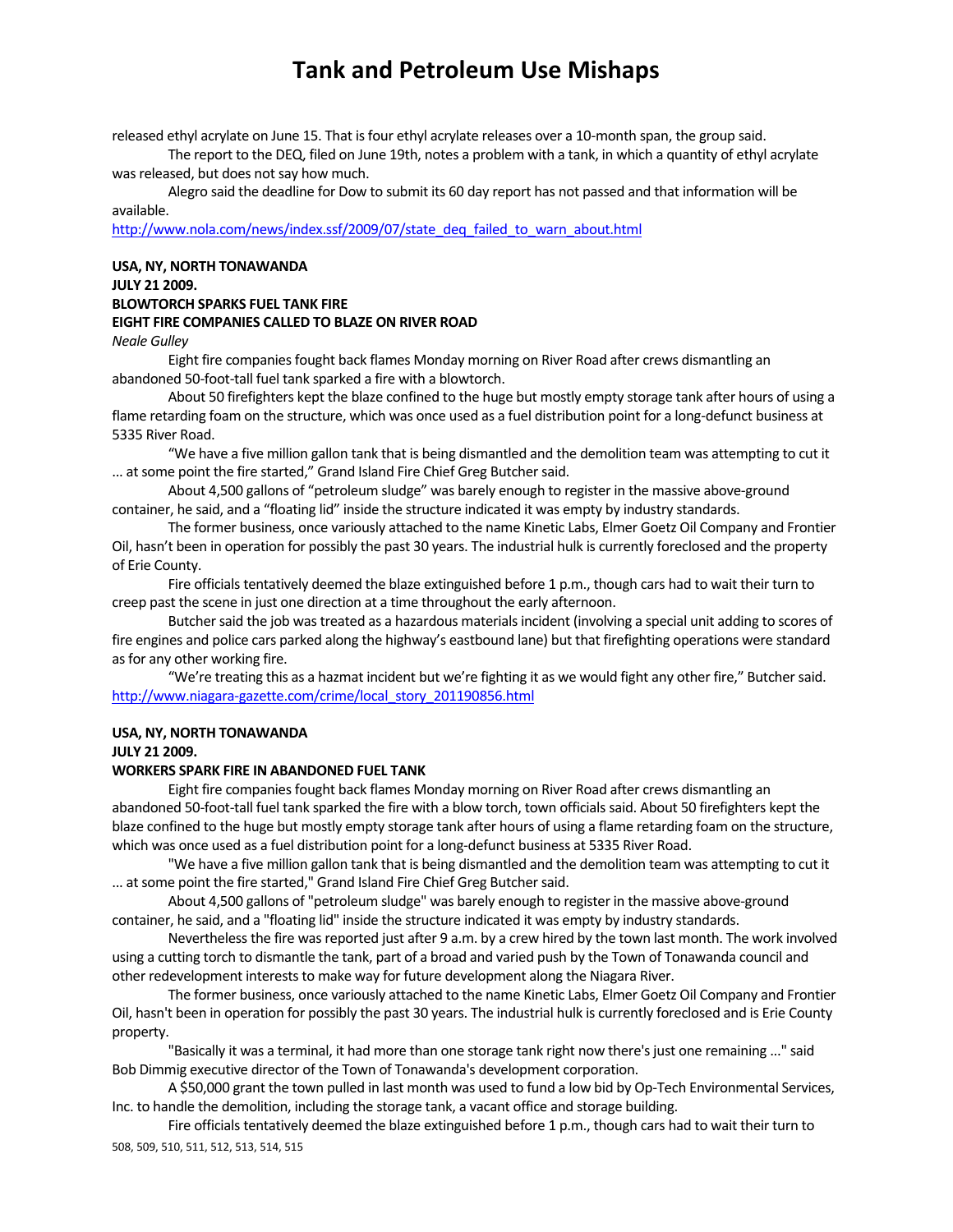released ethyl acrylate on June 15. That is four ethyl acrylate releases over a 10-month span, the group said.

The report to the DEQ, filed on June 19th, notes a problem with a tank, in which a quantity of ethyl acrylate was released, but does not say how much.

Alegro said the deadline for Dow to submit its 60 day report has not passed and that information will be available.

http://www.nola.com/news/index.ssf/2009/07/state_deq_failed_to_warn_about.html

**USA, NY, NORTH TONAWANDA**
**JULY 21 2009.**
**BLOWTORCH SPARKS FUEL TANK FIRE**
**EIGHT FIRE COMPANIES CALLED TO BLAZE ON RIVER ROAD**
*Neale Gulley*

Eight fire companies fought back flames Monday morning on River Road after crews dismantling an abandoned 50-foot-tall fuel tank sparked a fire with a blowtorch.

About 50 firefighters kept the blaze confined to the huge but mostly empty storage tank after hours of using a flame retarding foam on the structure, which was once used as a fuel distribution point for a long-defunct business at 5335 River Road.

"We have a five million gallon tank that is being dismantled and the demolition team was attempting to cut it ... at some point the fire started," Grand Island Fire Chief Greg Butcher said.

About 4,500 gallons of "petroleum sludge" was barely enough to register in the massive above-ground container, he said, and a "floating lid" inside the structure indicated it was empty by industry standards.

The former business, once variously attached to the name Kinetic Labs, Elmer Goetz Oil Company and Frontier Oil, hasn't been in operation for possibly the past 30 years. The industrial hulk is currently foreclosed and the property of Erie County.

Fire officials tentatively deemed the blaze extinguished before 1 p.m., though cars had to wait their turn to creep past the scene in just one direction at a time throughout the early afternoon.

Butcher said the job was treated as a hazardous materials incident (involving a special unit adding to scores of fire engines and police cars parked along the highway's eastbound lane) but that firefighting operations were standard as for any other working fire.

"We're treating this as a hazmat incident but we're fighting it as we would fight any other fire," Butcher said.

http://www.niagara-gazette.com/crime/local_story_201190856.html

**USA, NY, NORTH TONAWANDA**
**JULY 21 2009.**
**WORKERS SPARK FIRE IN ABANDONED FUEL TANK**

Eight fire companies fought back flames Monday morning on River Road after crews dismantling an abandoned 50-foot-tall fuel tank sparked the fire with a blow torch, town officials said. About 50 firefighters kept the blaze confined to the huge but mostly empty storage tank after hours of using a flame retarding foam on the structure, which was once used as a fuel distribution point for a long-defunct business at 5335 River Road.

"We have a five million gallon tank that is being dismantled and the demolition team was attempting to cut it ... at some point the fire started," Grand Island Fire Chief Greg Butcher said.

About 4,500 gallons of "petroleum sludge" was barely enough to register in the massive above-ground container, he said, and a "floating lid" inside the structure indicated it was empty by industry standards.

Nevertheless the fire was reported just after 9 a.m. by a crew hired by the town last month. The work involved using a cutting torch to dismantle the tank, part of a broad and varied push by the Town of Tonawanda council and other redevelopment interests to make way for future development along the Niagara River.

The former business, once variously attached to the name Kinetic Labs, Elmer Goetz Oil Company and Frontier Oil, hasn't been in operation for possibly the past 30 years. The industrial hulk is currently foreclosed and is Erie County property.

"Basically it was a terminal, it had more than one storage tank right now there's just one remaining ..." said Bob Dimmig executive director of the Town of Tonawanda's development corporation.

A $50,000 grant the town pulled in last month was used to fund a low bid by Op-Tech Environmental Services, Inc. to handle the demolition, including the storage tank, a vacant office and storage building.

Fire officials tentatively deemed the blaze extinguished before 1 p.m., though cars had to wait their turn to

508, 509, 510, 511, 512, 513, 514, 515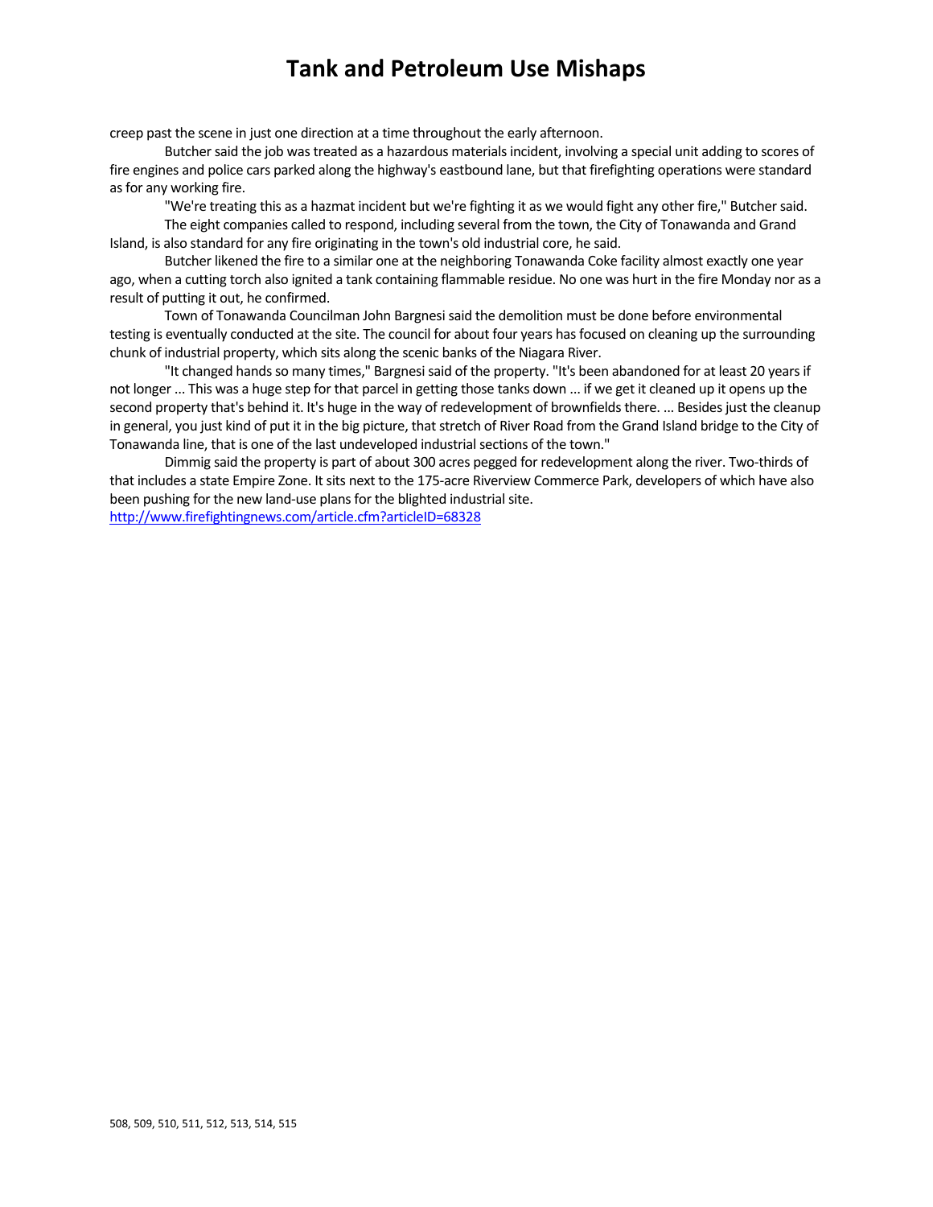creep past the scene in just one direction at a time throughout the early afternoon.

Butcher said the job was treated as a hazardous materials incident, involving a special unit adding to scores of fire engines and police cars parked along the highway's eastbound lane, but that firefighting operations were standard as for any working fire.

"We're treating this as a hazmat incident but we're fighting it as we would fight any other fire," Butcher said.

The eight companies called to respond, including several from the town, the City of Tonawanda and Grand Island, is also standard for any fire originating in the town's old industrial core, he said.

Butcher likened the fire to a similar one at the neighboring Tonawanda Coke facility almost exactly one year ago, when a cutting torch also ignited a tank containing flammable residue. No one was hurt in the fire Monday nor as a result of putting it out, he confirmed.

Town of Tonawanda Councilman John Bargnesi said the demolition must be done before environmental testing is eventually conducted at the site. The council for about four years has focused on cleaning up the surrounding chunk of industrial property, which sits along the scenic banks of the Niagara River.

"It changed hands so many times," Bargnesi said of the property. "It's been abandoned for at least 20 years if not longer ... This was a huge step for that parcel in getting those tanks down ... if we get it cleaned up it opens up the second property that's behind it. It's huge in the way of redevelopment of brownfields there. ... Besides just the cleanup in general, you just kind of put it in the big picture, that stretch of River Road from the Grand Island bridge to the City of Tonawanda line, that is one of the last undeveloped industrial sections of the town."

Dimmig said the property is part of about 300 acres pegged for redevelopment along the river. Two-thirds of that includes a state Empire Zone. It sits next to the 175-acre Riverview Commerce Park, developers of which have also been pushing for the new land-use plans for the blighted industrial site.

http://www.firefightingnews.com/article.cfm?articleID=68328

508, 509, 510, 511, 512, 513, 514, 515